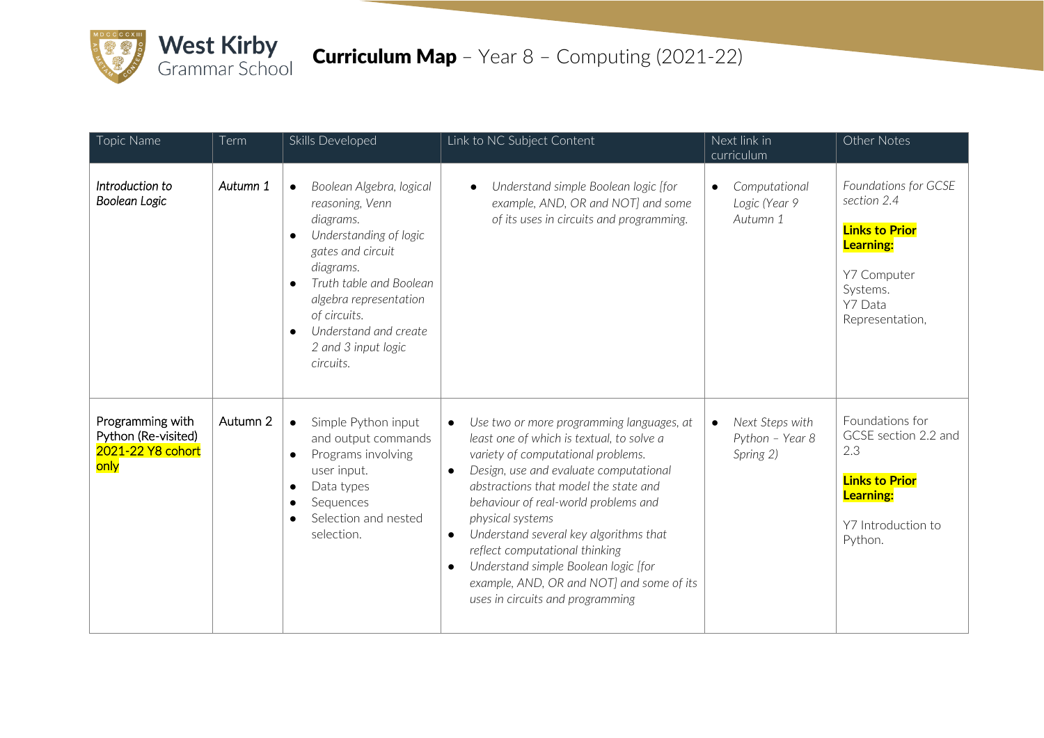# Curriculum Map – Year 8 – Computing (2021-22)

West Kirby Grammar School

| Topic Name | Term | Skills Developed | Link to NC Subject Content | Next link in curriculum | Other Notes |
|---|---|---|---|---|---|
| *Introduction to Boolean Logic* | *Autumn 1* | • *Boolean Algebra, logical reasoning, Venn diagrams.*<br>• *Understanding of logic gates and circuit diagrams.*<br>• *Truth table and Boolean algebra representation of circuits.*<br>• *Understand and create 2 and 3 input logic circuits.* | • *Understand simple Boolean logic [for example, AND, OR and NOT] and some of its uses in circuits and programming.* | • *Computational Logic (Year 9 Autumn 1* | *Foundations for GCSE section 2.4*<br><br>**Links to Prior Learning:**<br><br>Y7 Computer Systems.<br>Y7 Data Representation, |
| Programming with Python (Re-visited) 2021-22 Y8 cohort only | Autumn 2 | • Simple Python input and output commands<br>• Programs involving user input.<br>• Data types<br>• Sequences<br>• Selection and nested selection. | • *Use two or more programming languages, at least one of which is textual, to solve a variety of computational problems.*<br>• *Design, use and evaluate computational abstractions that model the state and behaviour of real-world problems and physical systems*<br>• *Understand several key algorithms that reflect computational thinking*<br>• *Understand simple Boolean logic [for example, AND, OR and NOT] and some of its uses in circuits and programming* | • *Next Steps with Python – Year 8 Spring 2)* | Foundations for GCSE section 2.2 and 2.3<br><br>**Links to Prior Learning:**<br><br>Y7 Introduction to Python. |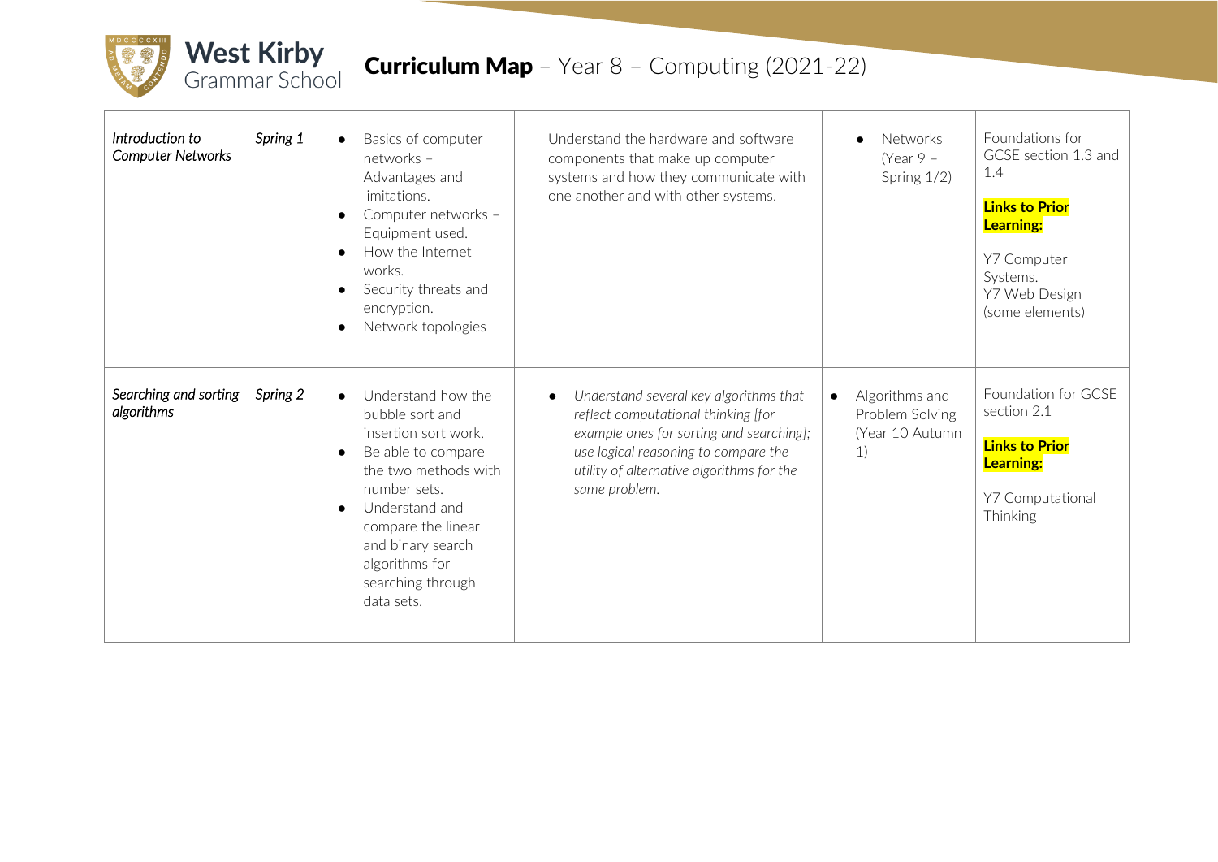# West Kirby Grammar School

## Curriculum Map – Year 8 – Computing (2021-22)

| | | | | | |
|---|---|---|---|---|---|
| *Introduction to Computer Networks* | *Spring 1* | • Basics of computer networks – Advantages and limitations.<br>• Computer networks – Equipment used.<br>• How the Internet works.<br>• Security threats and encryption.<br>• Network topologies | Understand the hardware and software components that make up computer systems and how they communicate with one another and with other systems. | • Networks (Year 9 – Spring 1/2) | Foundations for GCSE section 1.3 and 1.4<br><br>**Links to Prior Learning:**<br><br>Y7 Computer Systems.<br>Y7 Web Design (some elements) |
| *Searching and sorting algorithms* | *Spring 2* | • Understand how the bubble sort and insertion sort work.<br>• Be able to compare the two methods with number sets.<br>• Understand and compare the linear and binary search algorithms for searching through data sets. | • *Understand several key algorithms that reflect computational thinking [for example ones for sorting and searching]; use logical reasoning to compare the utility of alternative algorithms for the same problem.* | • Algorithms and Problem Solving (Year 10 Autumn 1) | Foundation for GCSE section 2.1<br><br>**Links to Prior Learning:**<br><br>Y7 Computational Thinking |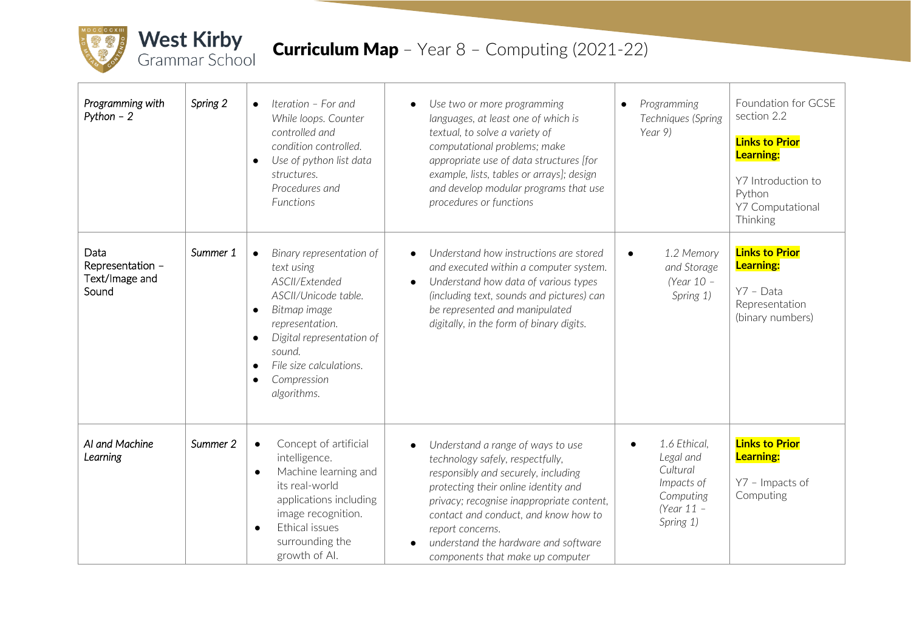# Curriculum Map – Year 8 – Computing (2021-22)

| | | | | | |
|---|---|---|---|---|---|
| *Programming with Python – 2* | *Spring 2* | • *Iteration – For and While loops. Counter controlled and condition controlled.*<br>• *Use of python list data structures. Procedures and Functions* | • *Use two or more programming languages, at least one of which is textual, to solve a variety of computational problems; make appropriate use of data structures [for example, lists, tables or arrays]; design and develop modular programs that use procedures or functions* | • *Programming Techniques (Spring Year 9)* | Foundation for GCSE section 2.2<br><br>**Links to Prior Learning:**<br><br>Y7 Introduction to Python<br>Y7 Computational Thinking |
| Data Representation – Text/Image and Sound | *Summer 1* | • *Binary representation of text using ASCII/Extended ASCII/Unicode table.*<br>• *Bitmap image representation.*<br>• *Digital representation of sound.*<br>• *File size calculations.*<br>• *Compression algorithms.* | • *Understand how instructions are stored and executed within a computer system.*<br>• *Understand how data of various types (including text, sounds and pictures) can be represented and manipulated digitally, in the form of binary digits.* | • *1.2 Memory and Storage (Year 10 – Spring 1)* | **Links to Prior Learning:**<br><br>Y7 – Data Representation (binary numbers) |
| *AI and Machine Learning* | *Summer 2* | • Concept of artificial intelligence.<br>• Machine learning and its real-world applications including image recognition.<br>• Ethical issues surrounding the growth of AI. | • *Understand a range of ways to use technology safely, respectfully, responsibly and securely, including protecting their online identity and privacy; recognise inappropriate content, contact and conduct, and know how to report concerns.*<br>• *understand the hardware and software components that make up computer* | • *1.6 Ethical, Legal and Cultural Impacts of Computing (Year 11 – Spring 1)* | **Links to Prior Learning:**<br><br>Y7 – Impacts of Computing |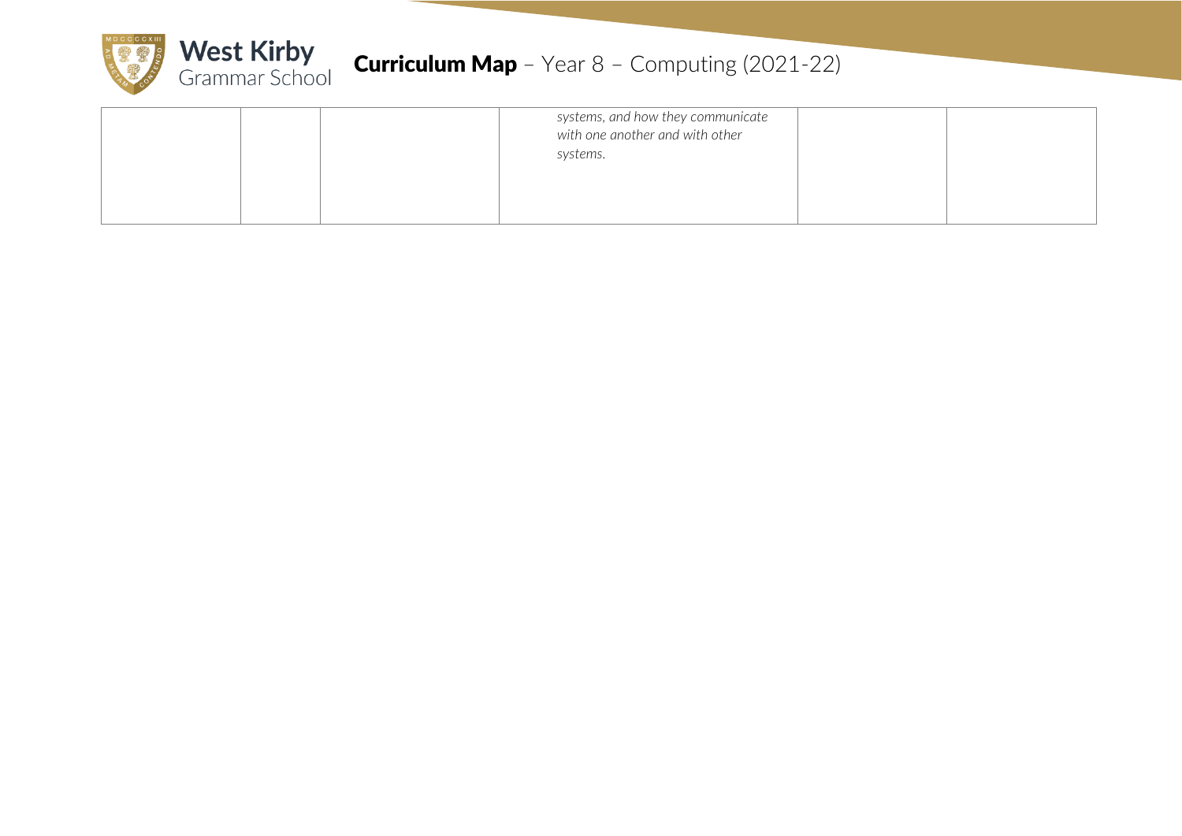| | | | | | |
|---|---|---|---|---|---|
| | | | *systems, and how they communicate with one another and with other systems.* | | |